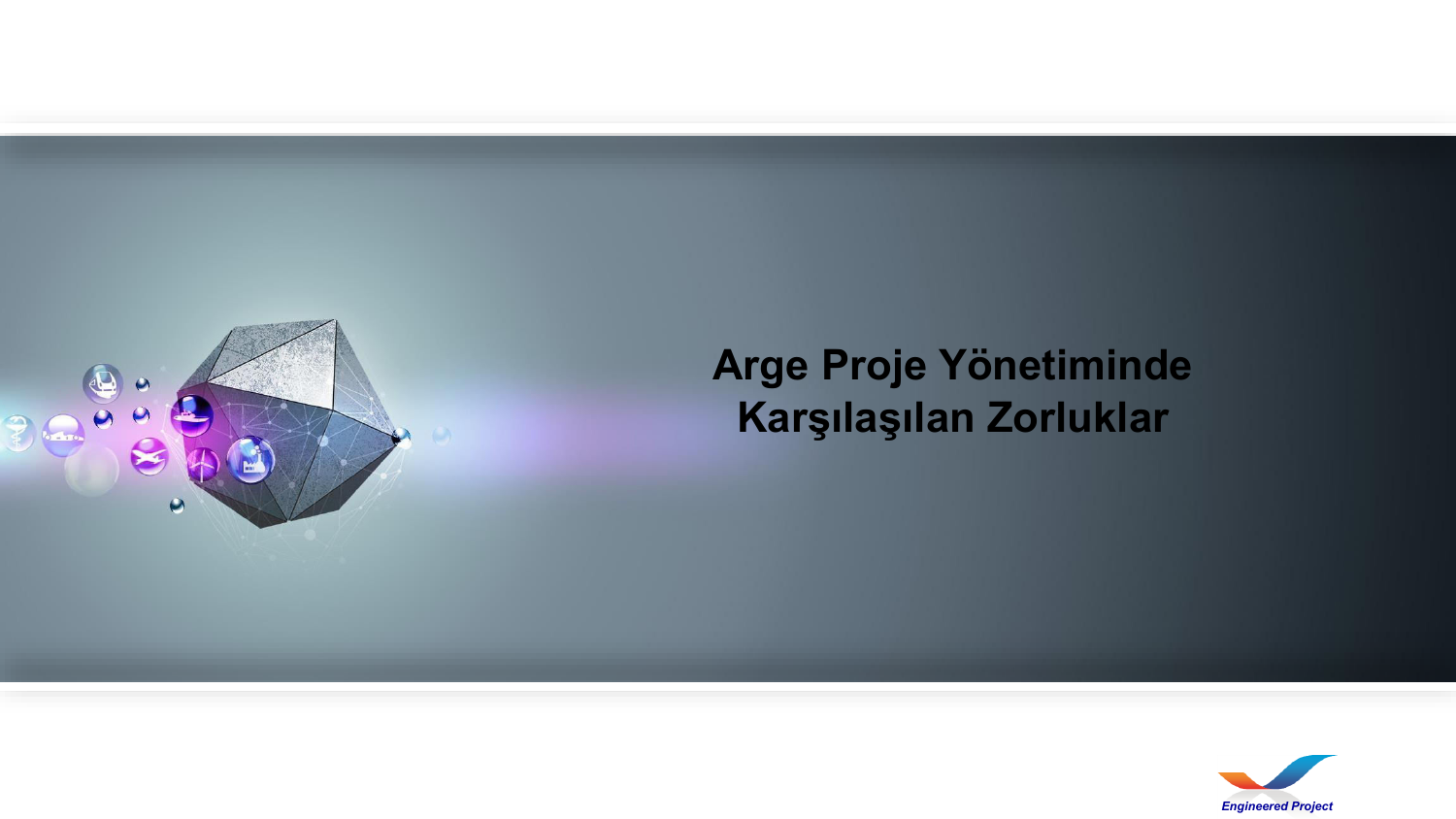# Arge Proje Yönetiminde Karşılaşılan Zorluklar

Engineered Project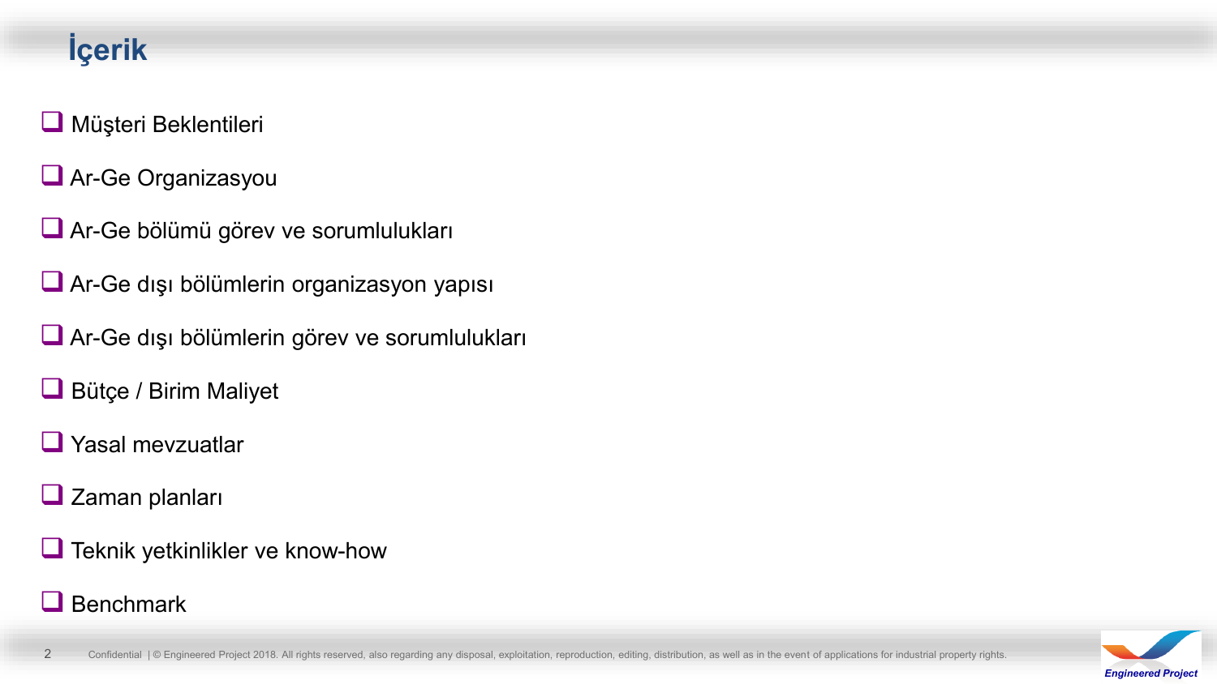# İçerik

- Müşteri Beklentileri
- Ar-Ge Organizasyou
- Ar-Ge bölümü görev ve sorumlulukları
- Ar-Ge dışı bölümlerin organizasyon yapısı
- Ar-Ge dışı bölümlerin görev ve sorumlulukları
- Bütçe / Birim Maliyet
- Yasal mevzuatlar
- Zaman planları
- Teknik yetkinlikler ve know-how
- Benchmark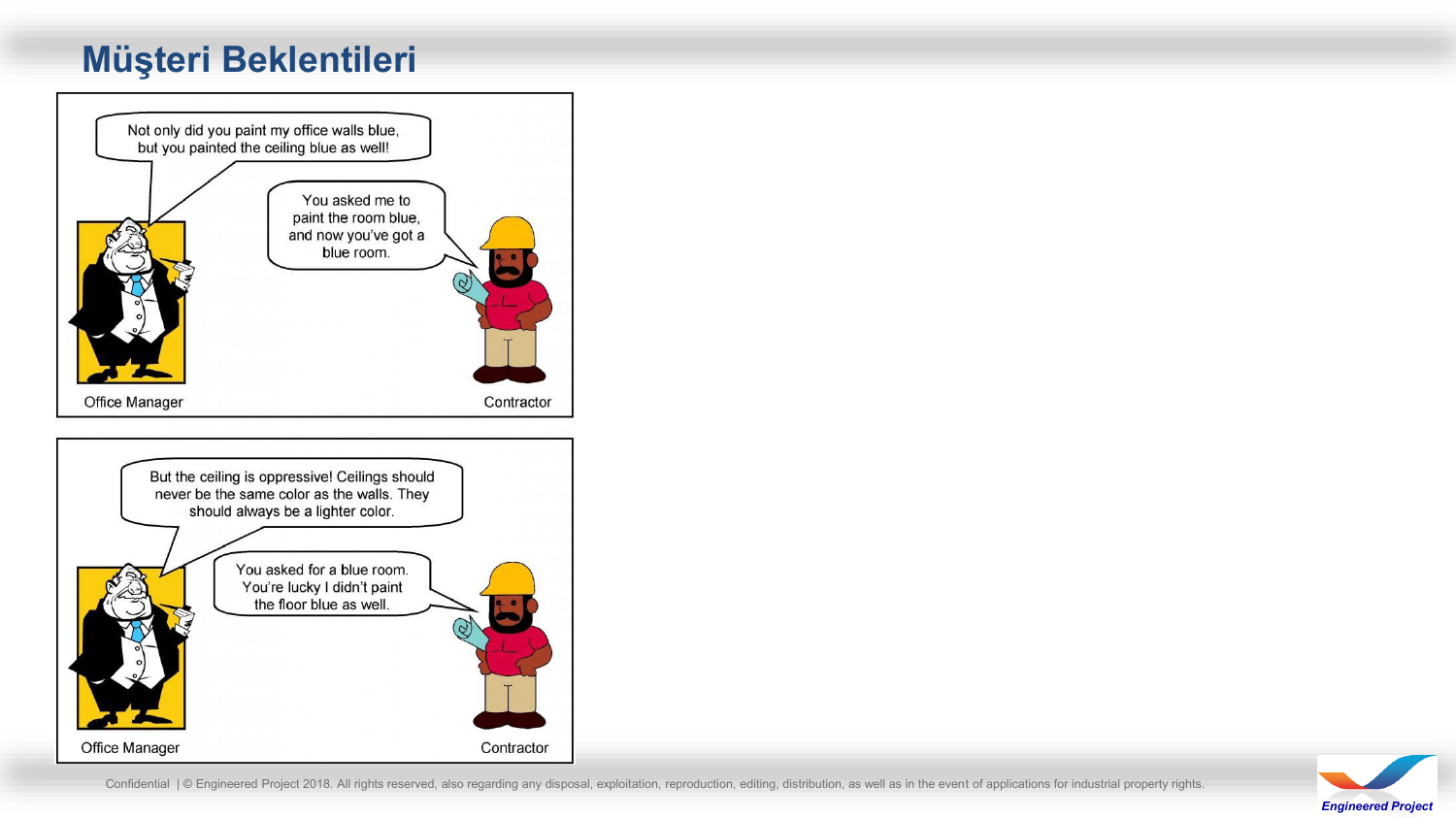# Müşteri Beklentileri

Not only did you paint my office walls blue, but you painted the ceiling blue as well!

You asked me to paint the room blue, and now you've got a blue room.

Office Manager

Contractor

But the ceiling is oppressive! Ceilings should never be the same color as the walls. They should always be a lighter color.

You asked for a blue room. You're lucky I didn't paint the floor blue as well.

Office Manager

Contractor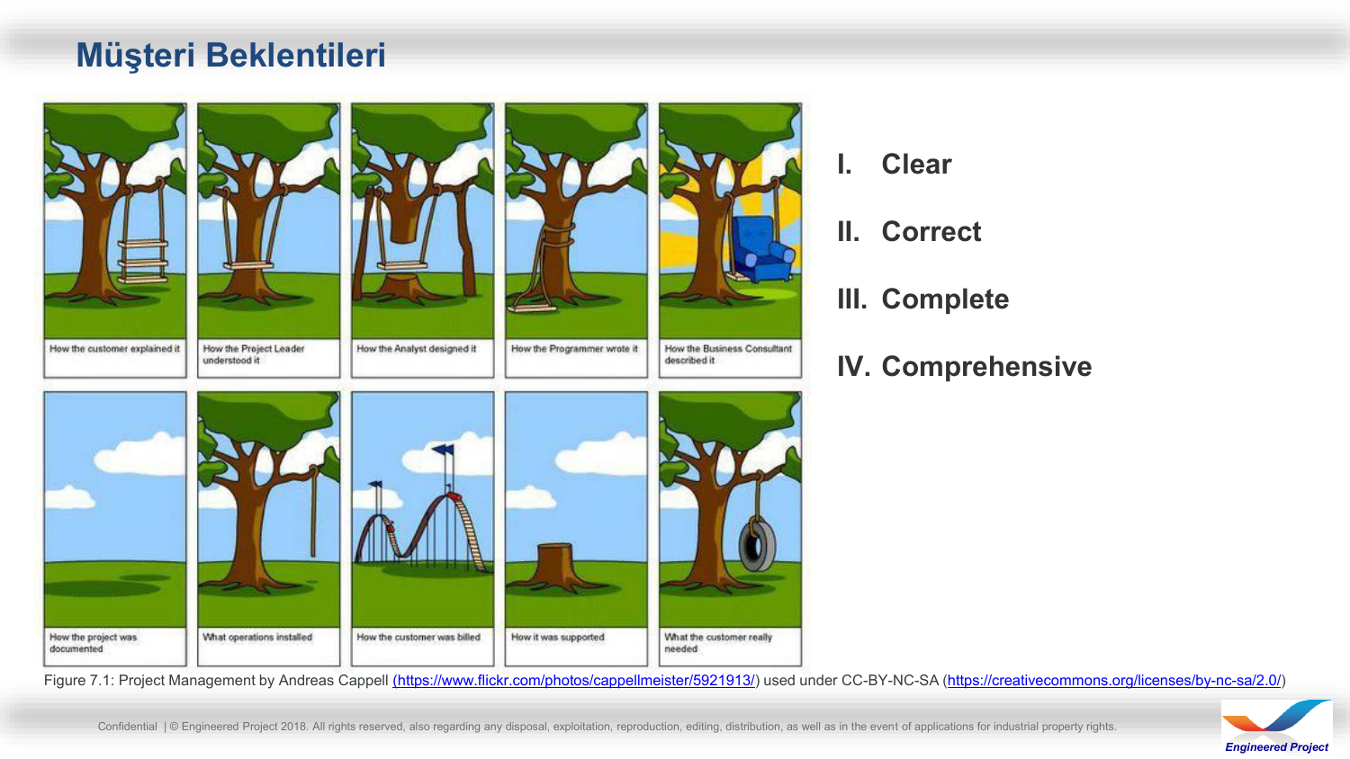# Müşteri Beklentileri

Figure 7.1: Project Management by Andreas Cappell (https://www.flickr.com/photos/cappellmeister/5921913/) used under CC-BY-NC-SA (https://creativecommons.org/licenses/by-nc-sa/2.0/)

I. Clear

II. Correct

III. Complete

IV. Comprehensive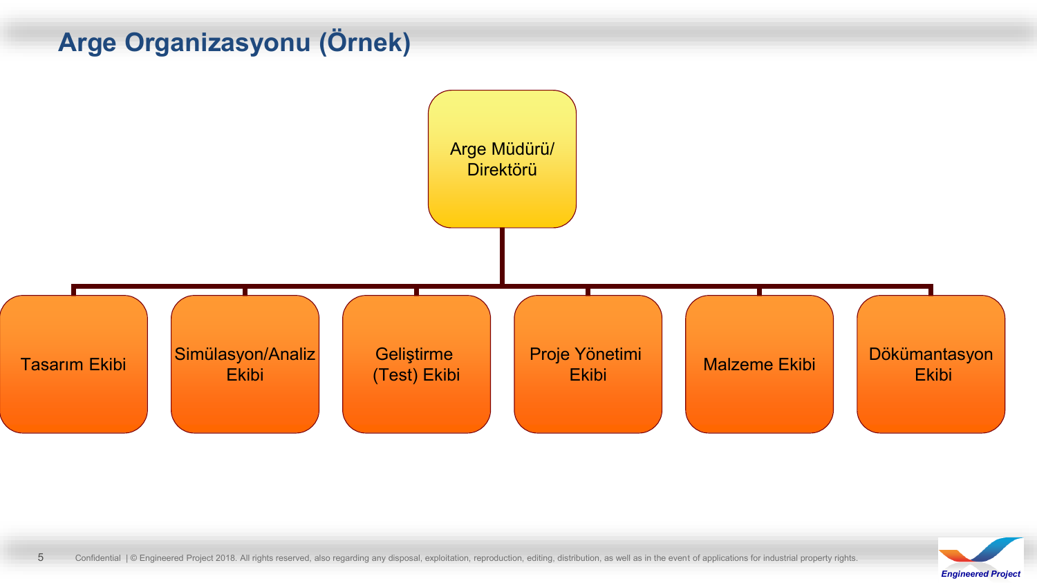# Arge Organizasyonu (Örnek)

- Arge Müdürü/ Direktörü
  - Tasarım Ekibi
  - Simülasyon/Analiz Ekibi
  - Geliştirme (Test) Ekibi
  - Proje Yönetimi Ekibi
  - Malzeme Ekibi
  - Dökümantasyon Ekibi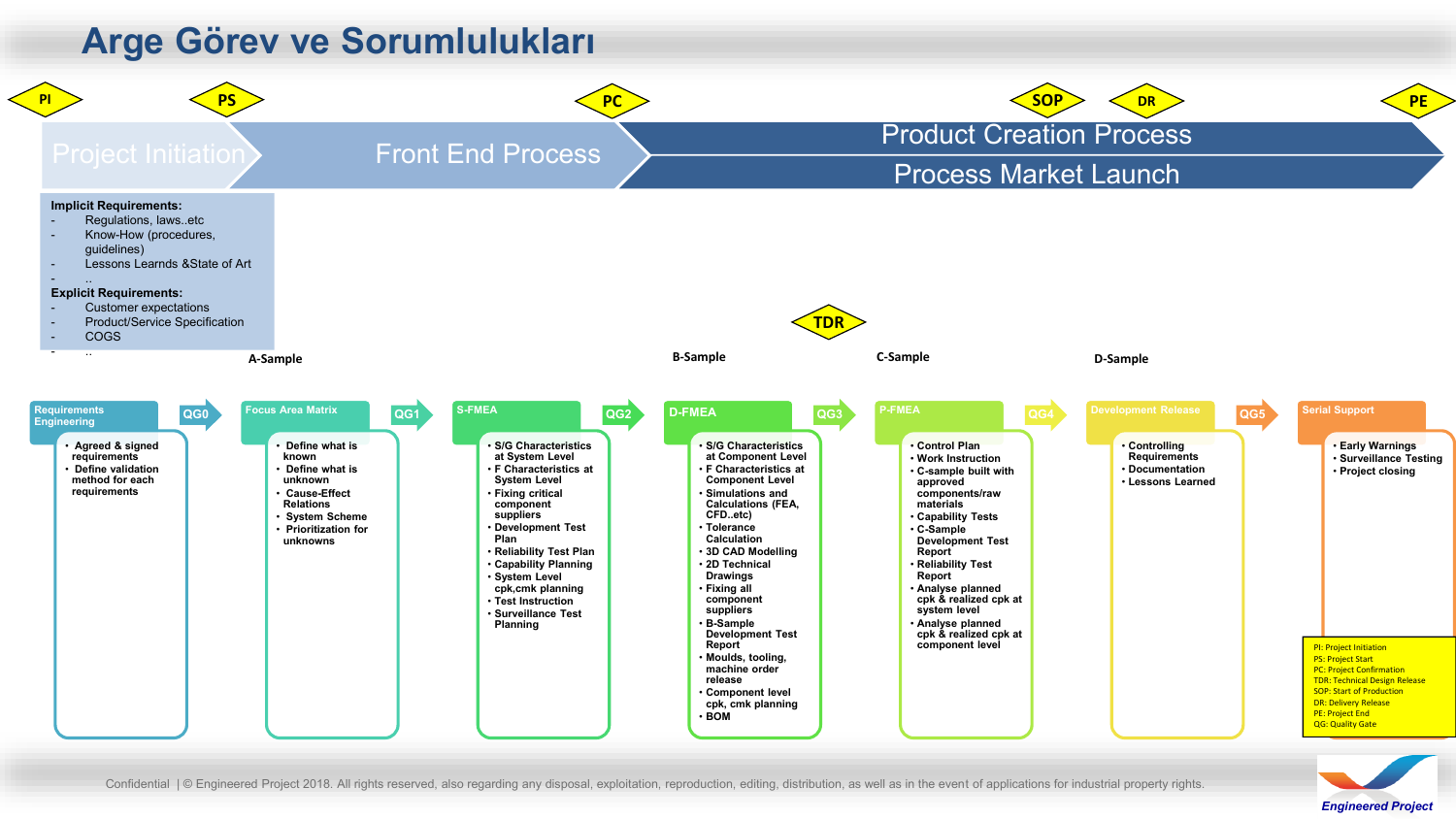# Arge Görev ve Sorumlulukları

PI — PS — PC — SOP — DR — PE

**Project Initiation** → **Front End Process** → **Product Creation Process** / **Process Market Launch**

**Implicit Requirements:**
- Regulations, laws..etc
- Know-How (procedures, guidelines)
- Lessons Learnds &State of Art
- ..

**Explicit Requirements:**
- Customer expectations
- Product/Service Specification
- COGS
- ..

TDR

A-Sample — B-Sample — C-Sample — D-Sample

### Requirements Engineering
- Agreed & signed requirements
- Define validation method for each requirements

QG0

### Focus Area Matrix
- Define what is known
- Define what is unknown
- Cause-Effect Relations
- System Scheme
- Prioritization for unknowns

QG1

### S-FMEA
- S/G Characteristics at System Level
- F Characteristics at System Level
- Fixing critical component suppliers
- Development Test Plan
- Reliability Test Plan
- Capability Planning
- System Level cpk,cmk planning
- Test Instruction
- Surveillance Test Planning

QG2

### D-FMEA
- S/G Characteristics at Component Level
- F Characteristics at Component Level
- Simulations and Calculations (FEA, CFD..etc)
- Tolerance Calculation
- 3D CAD Modelling
- 2D Technical Drawings
- Fixing all component suppliers
- B-Sample Development Test Report
- Moulds, tooling, machine order release
- Component level cpk, cmk planning
- BOM

QG3

### P-FMEA
- Control Plan
- Work Instruction
- C-sample built with approved components/raw materials
- Capability Tests
- C-Sample Development Test Report
- Reliability Test Report
- Analyse planned cpk & realized cpk at system level
- Analyse planned cpk & realized cpk at component level

QG4

### Development Release
- Controlling Requirements
- Documentation
- Lessons Learned

QG5

### Serial Support
- Early Warnings
- Surveillance Testing
- Project closing

PI: Project Initiation
PS: Project Start
PC: Project Confirmation
TDR: Technical Design Release
SOP: Start of Production
DR: Delivery Release
PE: Project End
QG: Quality Gate

Confidential | © Engineered Project 2018. All rights reserved, also regarding any disposal, exploitation, reproduction, editing, distribution, as well as in the event of applications for industrial property rights.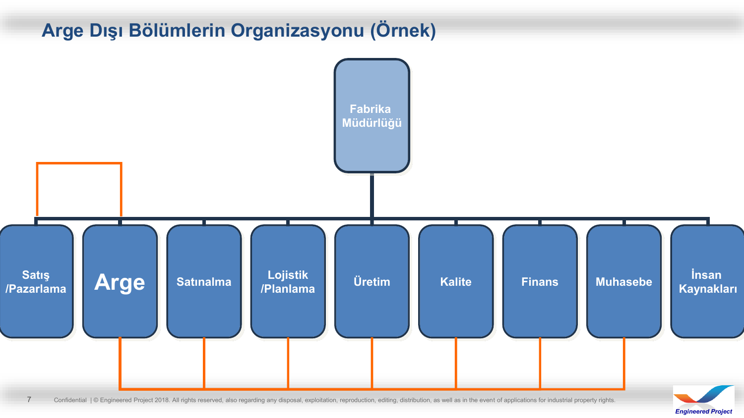# Arge Dışı Bölümlerin Organizasyonu (Örnek)

- **Fabrika Müdürlüğü**
  - Satış /Pazarlama
  - Arge
  - Satınalma
  - Lojistik /Planlama
  - Üretim
  - Kalite
  - Finans
  - Muhasebe
  - İnsan Kaynakları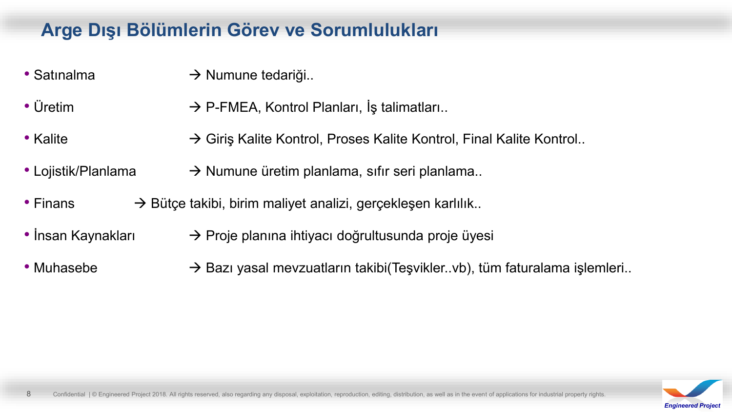# Arge Dışı Bölümlerin Görev ve Sorumlulukları

- Satınalma → Numune tedariği..
- Üretim → P-FMEA, Kontrol Planları, İş talimatları..
- Kalite → Giriş Kalite Kontrol, Proses Kalite Kontrol, Final Kalite Kontrol..
- Lojistik/Planlama → Numune üretim planlama, sıfır seri planlama..
- Finans → Bütçe takibi, birim maliyet analizi, gerçekleşen karlılık..
- İnsan Kaynakları → Proje planına ihtiyacı doğrultusunda proje üyesi
- Muhasebe → Bazı yasal mevzuatların takibi(Teşvikler..vb), tüm faturalama işlemleri..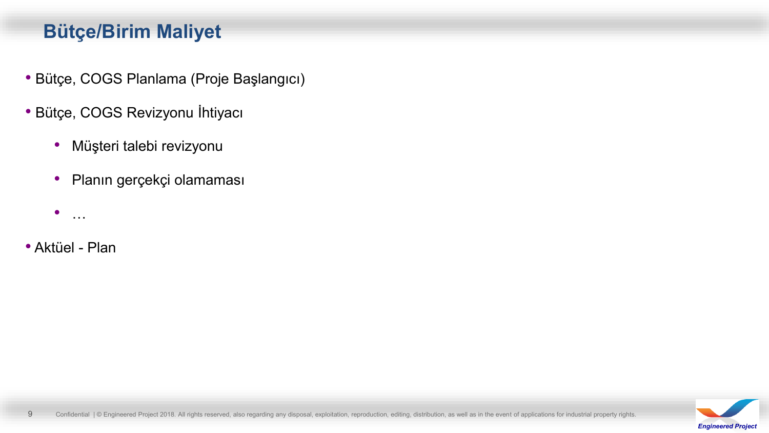# Bütçe/Birim Maliyet

- Bütçe, COGS Planlama (Proje Başlangıcı)
- Bütçe, COGS Revizyonu İhtiyacı
  - Müşteri talebi revizyonu
  - Planın gerçekçi olamaması
  - …
- Aktüel - Plan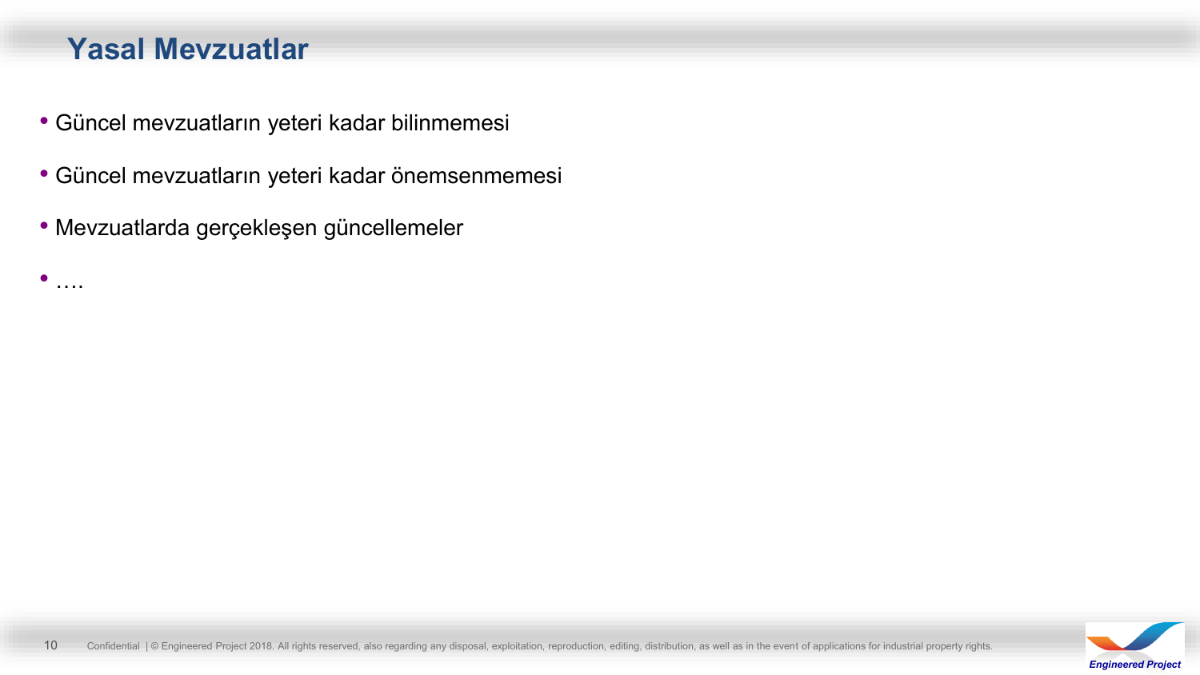# Yasal Mevzuatlar

- Güncel mevzuatların yeteri kadar bilinmemesi
- Güncel mevzuatların yeteri kadar önemsenmemesi
- Mevzuatlarda gerçekleşen güncellemeler
- ….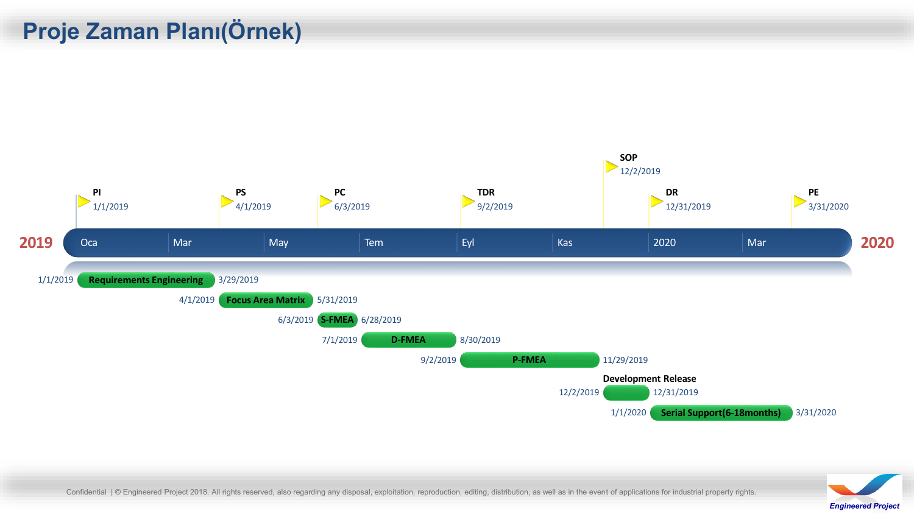# Proje Zaman Planı(Örnek)

**Milestones:**

- **PI** – 1/1/2019
- **PS** – 4/1/2019
- **PC** – 6/3/2019
- **TDR** – 9/2/2019
- **SOP** – 12/2/2019
- **DR** – 12/31/2019
- **PE** – 3/31/2020

**Timeline:** 2019 — Oca | Mar | May | Tem | Eyl | Kas | 2020 | Mar — 2020

| Task | Start | End |
| --- | --- | --- |
| **Requirements Engineering** | 1/1/2019 | 3/29/2019 |
| **Focus Area Matrix** | 4/1/2019 | 5/31/2019 |
| **S-FMEA** | 6/3/2019 | 6/28/2019 |
| **D-FMEA** | 7/1/2019 | 8/30/2019 |
| **P-FMEA** | 9/2/2019 | 11/29/2019 |
| **Development Release** | 12/2/2019 | 12/31/2019 |
| **Serial Support(6-18months)** | 1/1/2020 | 3/31/2020 |

Confidential | © Engineered Project 2018. All rights reserved, also regarding any disposal, exploitation, reproduction, editing, distribution, as well as in the event of applications for industrial property rights.

*Engineered Project*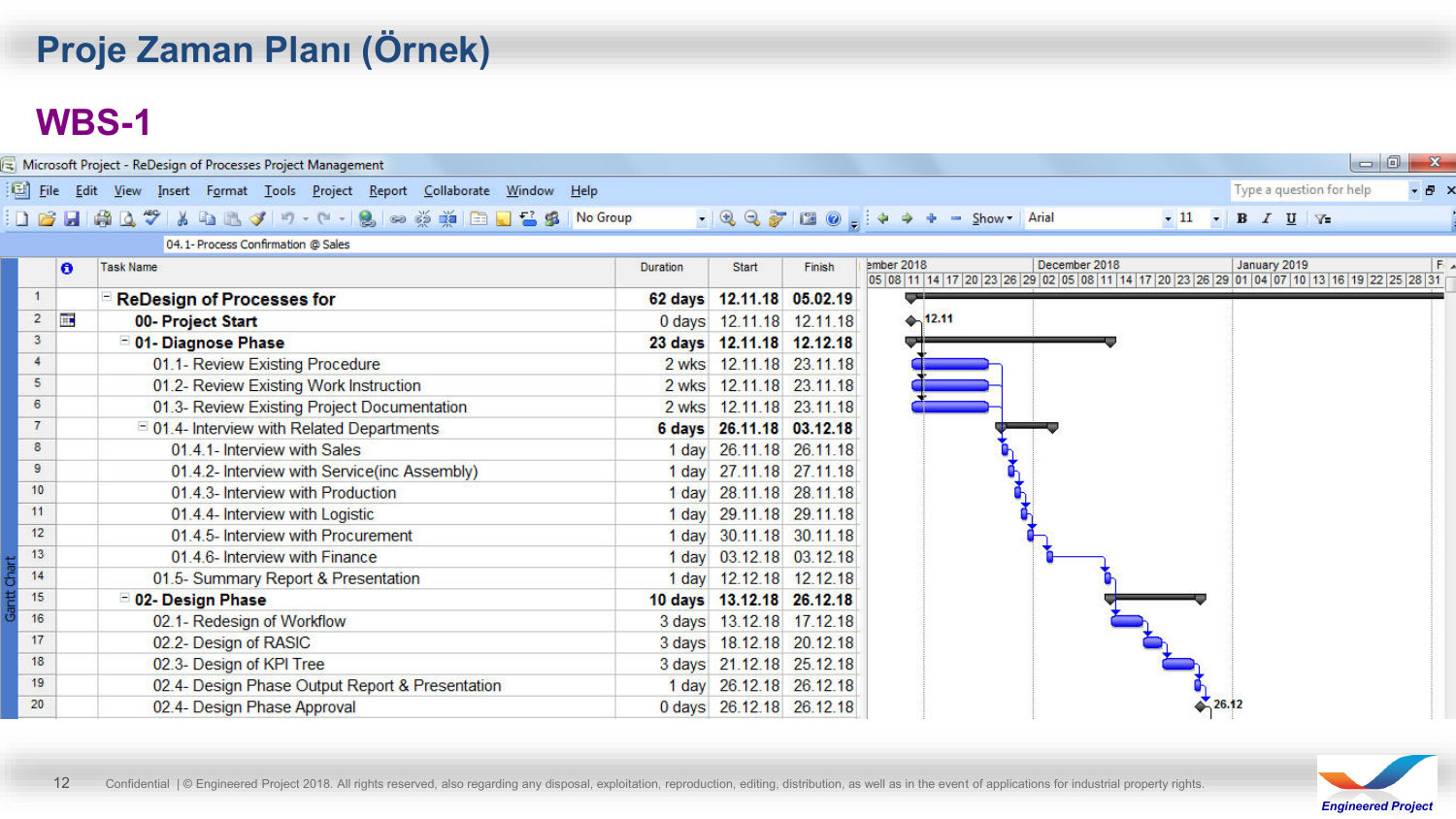# Proje Zaman Planı (Örnek)

## WBS-1

Microsoft Project - ReDesign of Processes Project Management

04.1- Process Confirmation @ Sales

| # | Task Name | Duration | Start | Finish |
|---|---|---|---|---|
| 1 | **ReDesign of Processes for** | **62 days** | **12.11.18** | **05.02.19** |
| 2 | **00- Project Start** | 0 days | 12.11.18 | 12.11.18 |
| 3 | **01- Diagnose Phase** | **23 days** | **12.11.18** | **12.12.18** |
| 4 | 01.1- Review Existing Procedure | 2 wks | 12.11.18 | 23.11.18 |
| 5 | 01.2- Review Existing Work Instruction | 2 wks | 12.11.18 | 23.11.18 |
| 6 | 01.3- Review Existing Project Documentation | 2 wks | 12.11.18 | 23.11.18 |
| 7 | 01.4- Interview with Related Departments | **6 days** | **26.11.18** | **03.12.18** |
| 8 | 01.4.1- Interview with Sales | 1 day | 26.11.18 | 26.11.18 |
| 9 | 01.4.2- Interview with Service(inc Assembly) | 1 day | 27.11.18 | 27.11.18 |
| 10 | 01.4.3- Interview with Production | 1 day | 28.11.18 | 28.11.18 |
| 11 | 01.4.4- Interview with Logistic | 1 day | 29.11.18 | 29.11.18 |
| 12 | 01.4.5- Interview with Procurement | 1 day | 30.11.18 | 30.11.18 |
| 13 | 01.4.6- Interview with Finance | 1 day | 03.12.18 | 03.12.18 |
| 14 | 01.5- Summary Report & Presentation | 1 day | 12.12.18 | 12.12.18 |
| 15 | **02- Design Phase** | **10 days** | **13.12.18** | **26.12.18** |
| 16 | 02.1- Redesign of Workflow | 3 days | 13.12.18 | 17.12.18 |
| 17 | 02.2- Design of RASIC | 3 days | 18.12.18 | 20.12.18 |
| 18 | 02.3- Design of KPI Tree | 3 days | 21.12.18 | 25.12.18 |
| 19 | 02.4- Design Phase Output Report & Presentation | 1 day | 26.12.18 | 26.12.18 |
| 20 | 02.4- Design Phase Approval | 0 days | 26.12.18 | 26.12.18 |

Confidential | © Engineered Project 2018. All rights reserved, also regarding any disposal, exploitation, reproduction, editing, distribution, as well as in the event of applications for industrial property rights.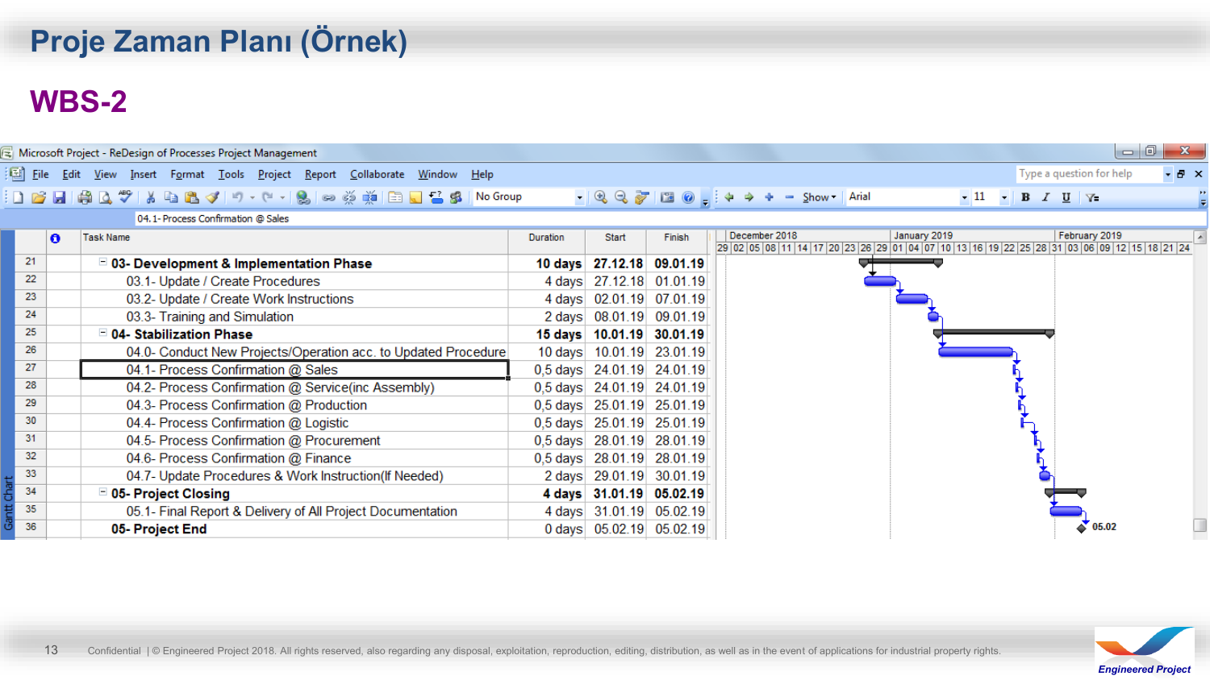# Proje Zaman Planı (Örnek)

## WBS-2

Microsoft Project - ReDesign of Processes Project Management

04.1- Process Confirmation @ Sales

| | Task Name | Duration | Start | Finish |
|---|---|---|---|---|
| 21 | **03- Development & Implementation Phase** | **10 days** | **27.12.18** | **09.01.19** |
| 22 | 03.1- Update / Create Procedures | 4 days | 27.12.18 | 01.01.19 |
| 23 | 03.2- Update / Create Work Instructions | 4 days | 02.01.19 | 07.01.19 |
| 24 | 03.3- Training and Simulation | 2 days | 08.01.19 | 09.01.19 |
| 25 | **04- Stabilization Phase** | **15 days** | **10.01.19** | **30.01.19** |
| 26 | 04.0- Conduct New Projects/Operation acc. to Updated Procedure | 10 days | 10.01.19 | 23.01.19 |
| 27 | 04.1- Process Confirmation @ Sales | 0,5 days | 24.01.19 | 24.01.19 |
| 28 | 04.2- Process Confirmation @ Service(inc Assembly) | 0,5 days | 24.01.19 | 24.01.19 |
| 29 | 04.3- Process Confirmation @ Production | 0,5 days | 25.01.19 | 25.01.19 |
| 30 | 04.4- Process Confirmation @ Logistic | 0,5 days | 25.01.19 | 25.01.19 |
| 31 | 04.5- Process Confirmation @ Procurement | 0,5 days | 28.01.19 | 28.01.19 |
| 32 | 04.6- Process Confirmation @ Finance | 0,5 days | 28.01.19 | 28.01.19 |
| 33 | 04.7- Update Procedures & Work Instruction(If Needed) | 2 days | 29.01.19 | 30.01.19 |
| 34 | **05- Project Closing** | **4 days** | **31.01.19** | **05.02.19** |
| 35 | 05.1- Final Report & Delivery of All Project Documentation | 4 days | 31.01.19 | 05.02.19 |
| 36 | **05- Project End** | **0 days** | **05.02.19** | **05.02.19** |

Confidential | © Engineered Project 2018. All rights reserved, also regarding any disposal, exploitation, reproduction, editing, distribution, as well as in the event of applications for industrial property rights.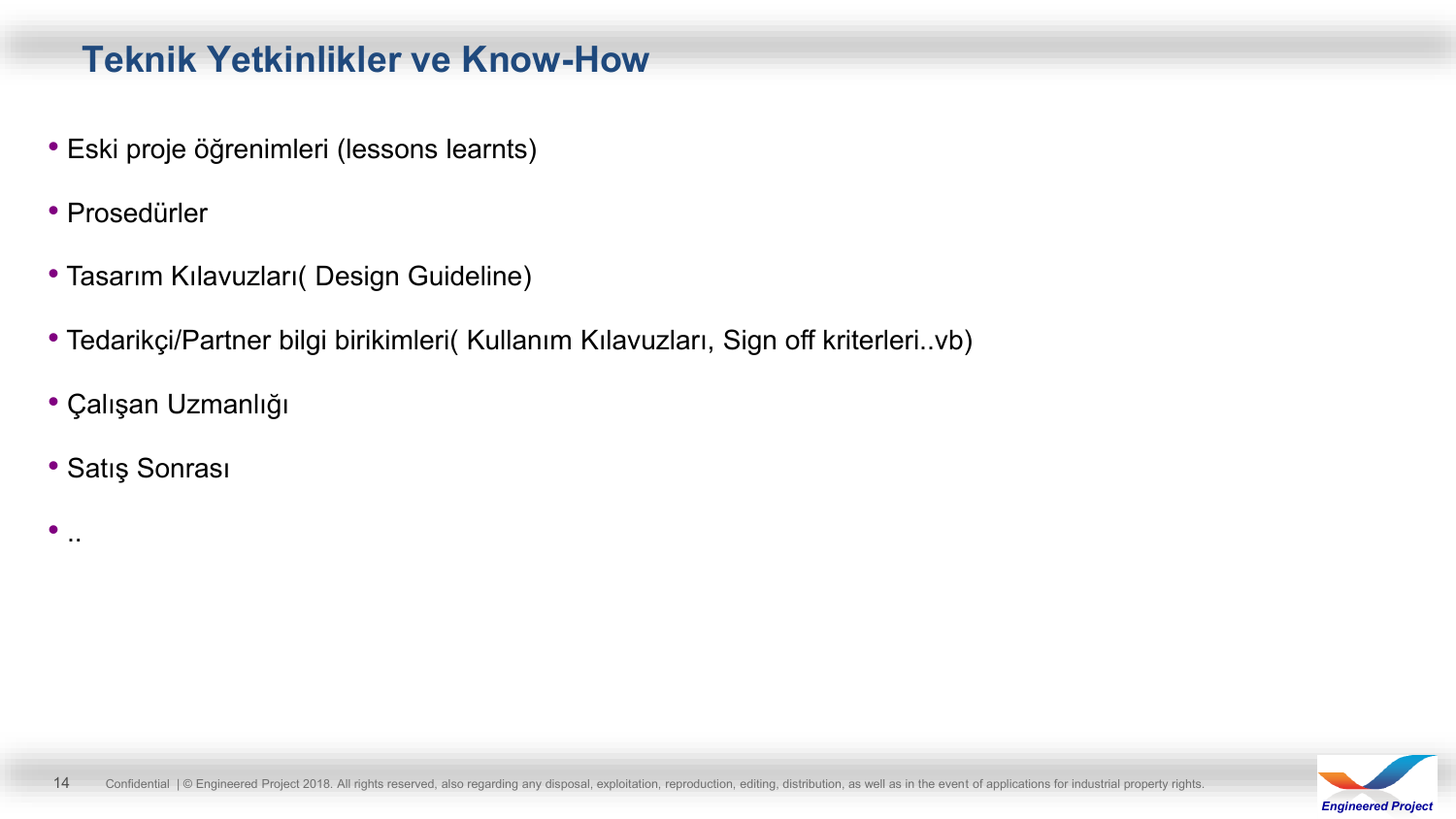# Teknik Yetkinlikler ve Know-How

- Eski proje öğrenimleri (lessons learnts)
- Prosedürler
- Tasarım Kılavuzları( Design Guideline)
- Tedarikçi/Partner bilgi birikimleri( Kullanım Kılavuzları, Sign off kriterleri..vb)
- Çalışan Uzmanlığı
- Satış Sonrası
- ..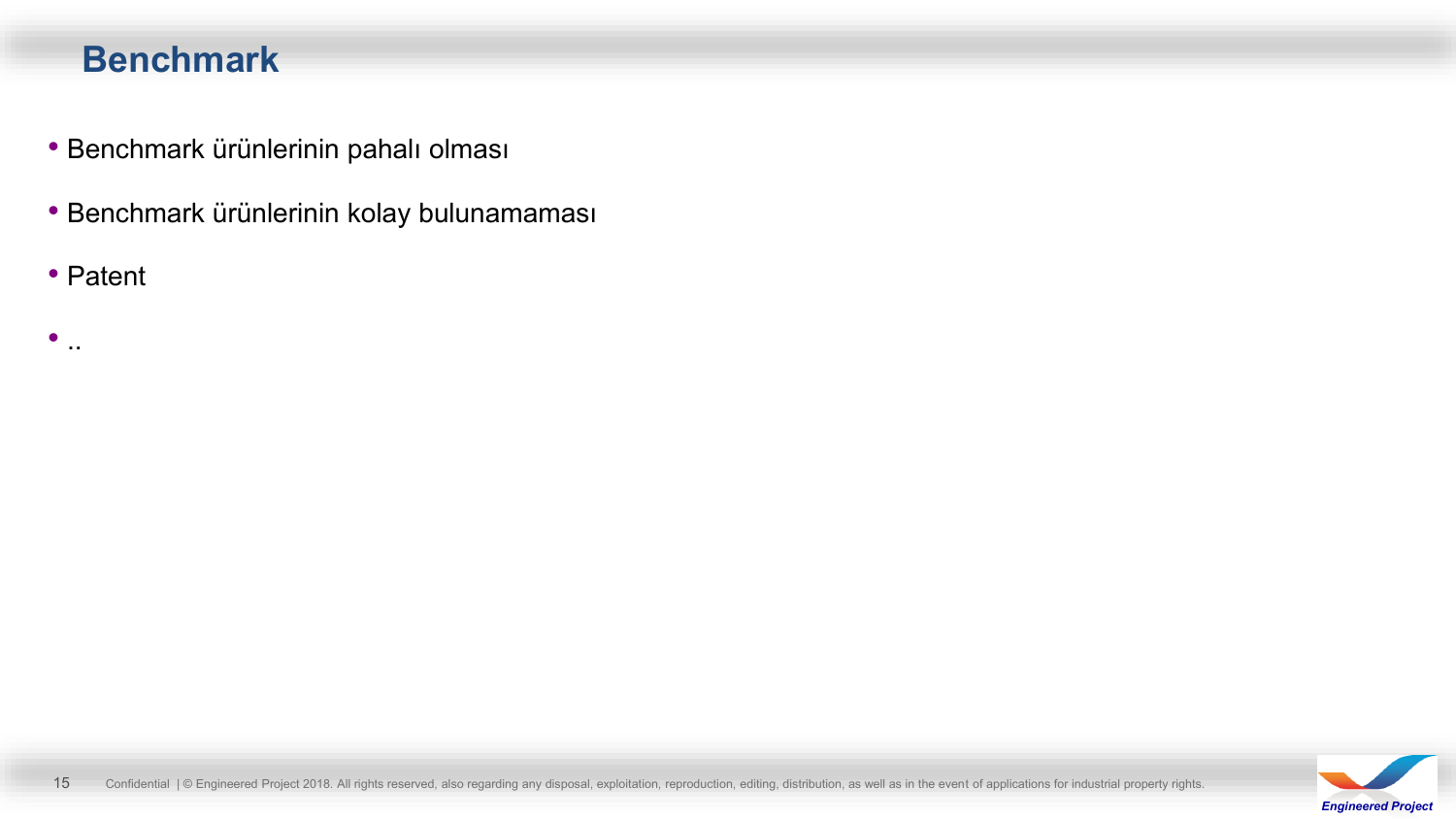# Benchmark

- Benchmark ürünlerinin pahalı olması
- Benchmark ürünlerinin kolay bulunamaması
- Patent
- ..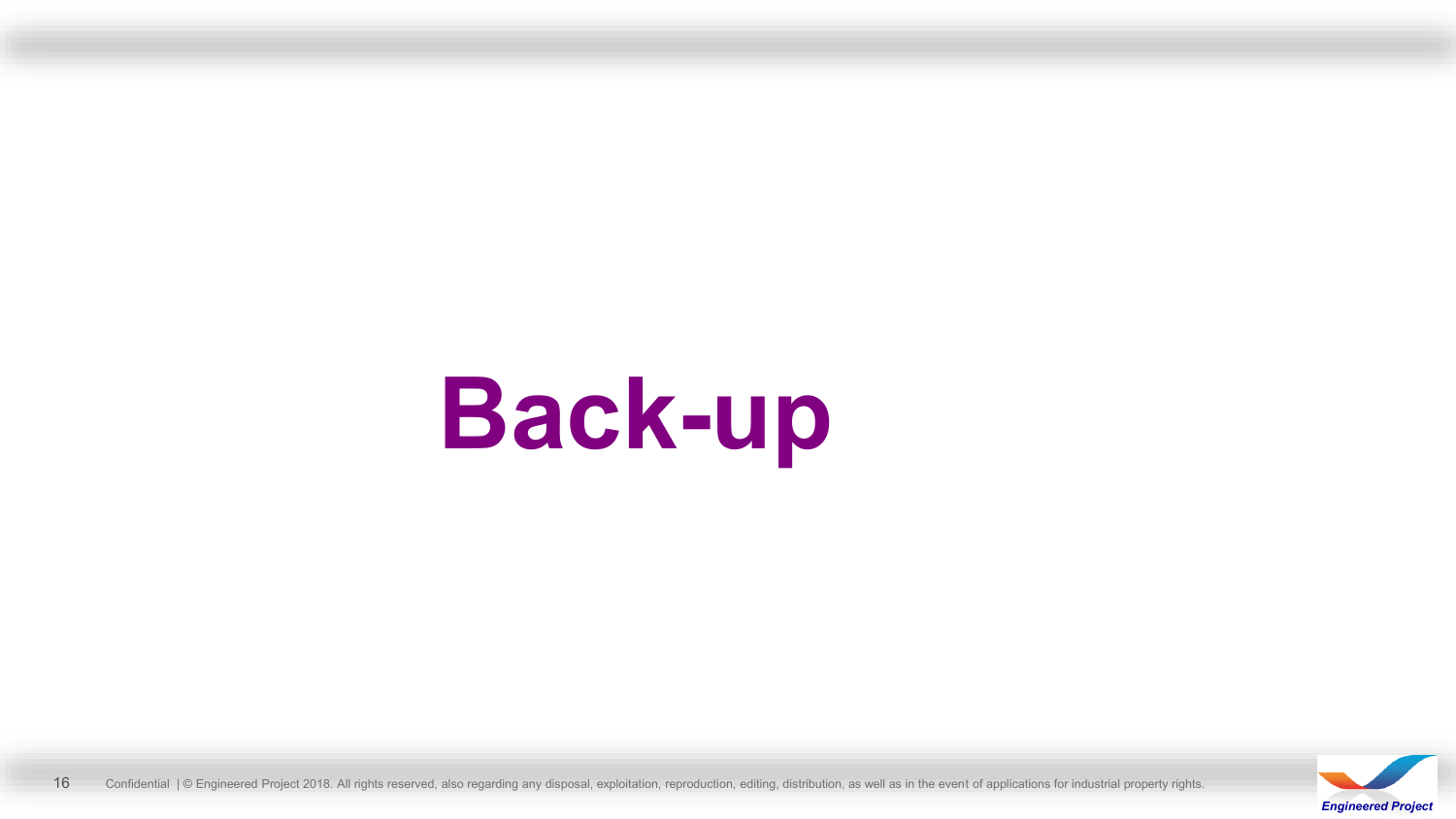# Back-up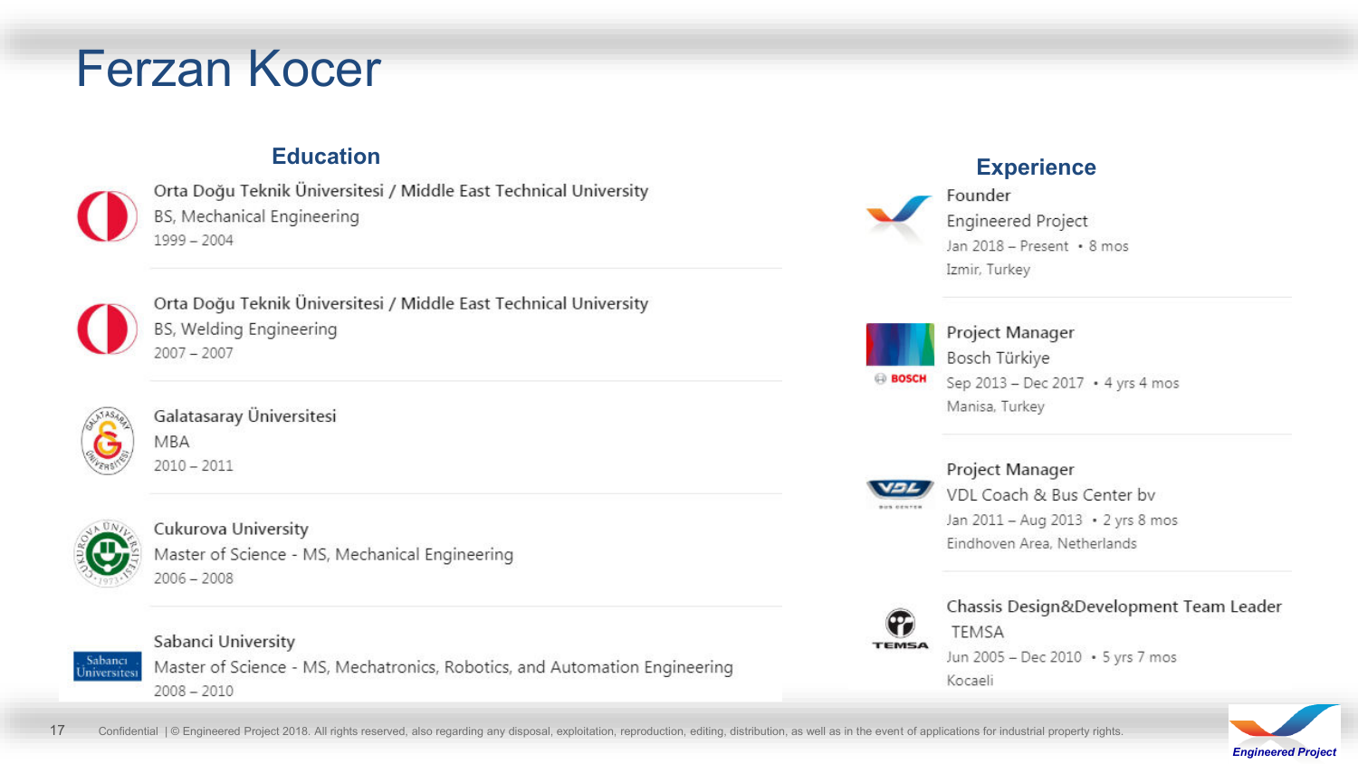# Ferzan Kocer

## Education

Orta Doğu Teknik Üniversitesi / Middle East Technical University
BS, Mechanical Engineering
1999 – 2004

Orta Doğu Teknik Üniversitesi / Middle East Technical University
BS, Welding Engineering
2007 – 2007

Galatasaray Üniversitesi
MBA
2010 – 2011

Cukurova University
Master of Science - MS, Mechanical Engineering
2006 – 2008

Sabanci University
Master of Science - MS, Mechatronics, Robotics, and Automation Engineering
2008 – 2010

## Experience

Founder
Engineered Project
Jan 2018 – Present • 8 mos
Izmir, Turkey

Project Manager
Bosch Türkiye
Sep 2013 – Dec 2017 • 4 yrs 4 mos
Manisa, Turkey

Project Manager
VDL Coach & Bus Center bv
Jan 2011 – Aug 2013 • 2 yrs 8 mos
Eindhoven Area, Netherlands

Chassis Design&Development Team Leader
TEMSA
Jun 2005 – Dec 2010 • 5 yrs 7 mos
Kocaeli

Confidential | © Engineered Project 2018. All rights reserved, also regarding any disposal, exploitation, reproduction, editing, distribution, as well as in the event of applications for industrial property rights.